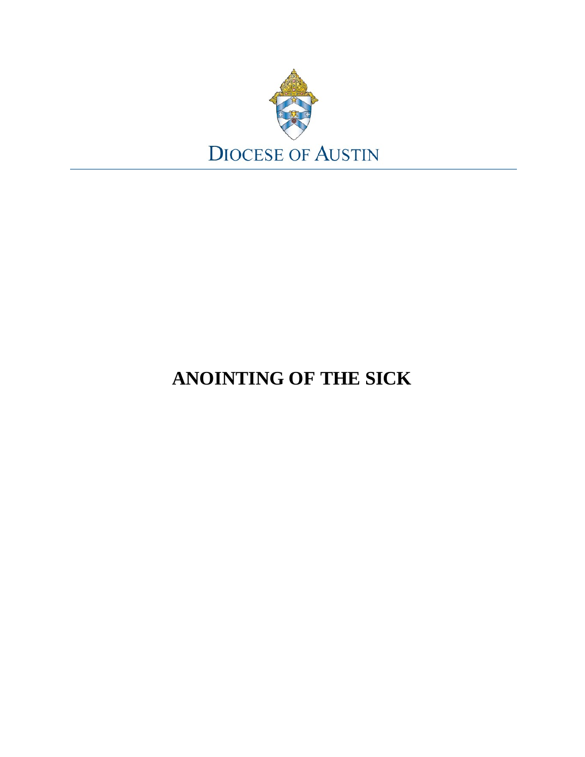DIOCESE OF AUSTIN

# ANOINTING OF THE SICK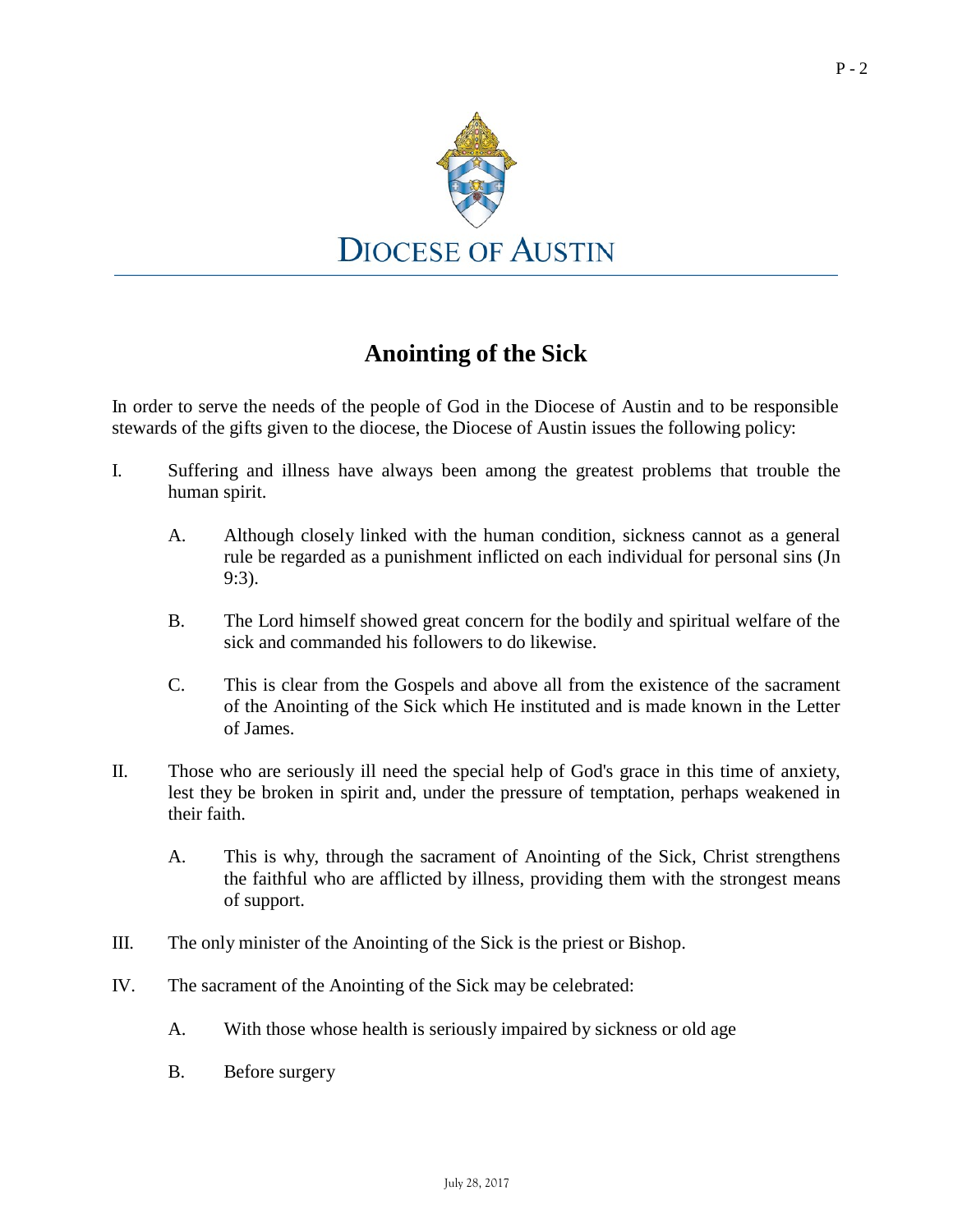DIOCESE OF AUSTIN

# Anointing of the Sick

In order to serve the needs of the people of God in the Diocese of Austin and to be responsible stewards of the gifts given to the diocese, the Diocese of Austin issues the following policy:

I. Suffering and illness have always been among the greatest problems that trouble the human spirit.

   A. Although closely linked with the human condition, sickness cannot as a general rule be regarded as a punishment inflicted on each individual for personal sins (Jn 9:3).

   B. The Lord himself showed great concern for the bodily and spiritual welfare of the sick and commanded his followers to do likewise.

   C. This is clear from the Gospels and above all from the existence of the sacrament of the Anointing of the Sick which He instituted and is made known in the Letter of James.

II. Those who are seriously ill need the special help of God's grace in this time of anxiety, lest they be broken in spirit and, under the pressure of temptation, perhaps weakened in their faith.

   A. This is why, through the sacrament of Anointing of the Sick, Christ strengthens the faithful who are afflicted by illness, providing them with the strongest means of support.

III. The only minister of the Anointing of the Sick is the priest or Bishop.

IV. The sacrament of the Anointing of the Sick may be celebrated:

   A. With those whose health is seriously impaired by sickness or old age

   B. Before surgery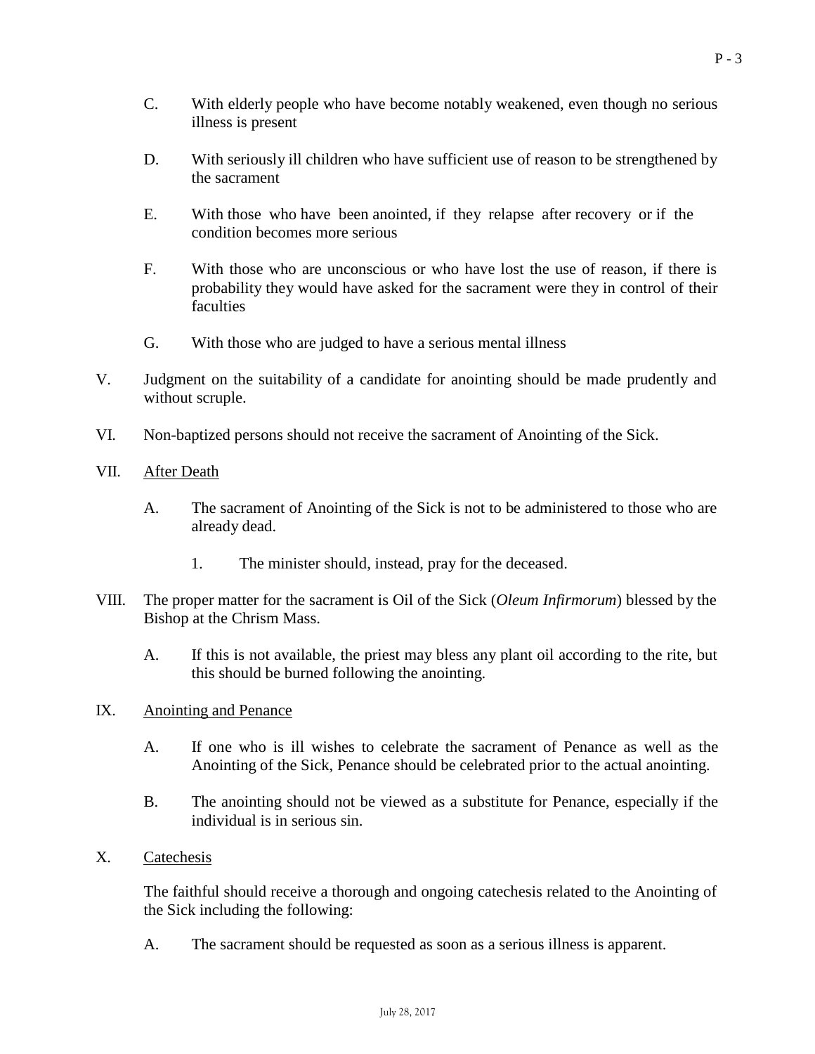C. With elderly people who have become notably weakened, even though no serious illness is present

D. With seriously ill children who have sufficient use of reason to be strengthened by the sacrament

E. With those who have been anointed, if they relapse after recovery or if the condition becomes more serious

F. With those who are unconscious or who have lost the use of reason, if there is probability they would have asked for the sacrament were they in control of their faculties

G. With those who are judged to have a serious mental illness

V. Judgment on the suitability of a candidate for anointing should be made prudently and without scruple.

VI. Non-baptized persons should not receive the sacrament of Anointing of the Sick.

VII. <u>After Death</u>

A. The sacrament of Anointing of the Sick is not to be administered to those who are already dead.

1. The minister should, instead, pray for the deceased.

VIII. The proper matter for the sacrament is Oil of the Sick (*Oleum Infirmorum*) blessed by the Bishop at the Chrism Mass.

A. If this is not available, the priest may bless any plant oil according to the rite, but this should be burned following the anointing.

IX. <u>Anointing and Penance</u>

A. If one who is ill wishes to celebrate the sacrament of Penance as well as the Anointing of the Sick, Penance should be celebrated prior to the actual anointing.

B. The anointing should not be viewed as a substitute for Penance, especially if the individual is in serious sin.

X. <u>Catechesis</u>

The faithful should receive a thorough and ongoing catechesis related to the Anointing of the Sick including the following:

A. The sacrament should be requested as soon as a serious illness is apparent.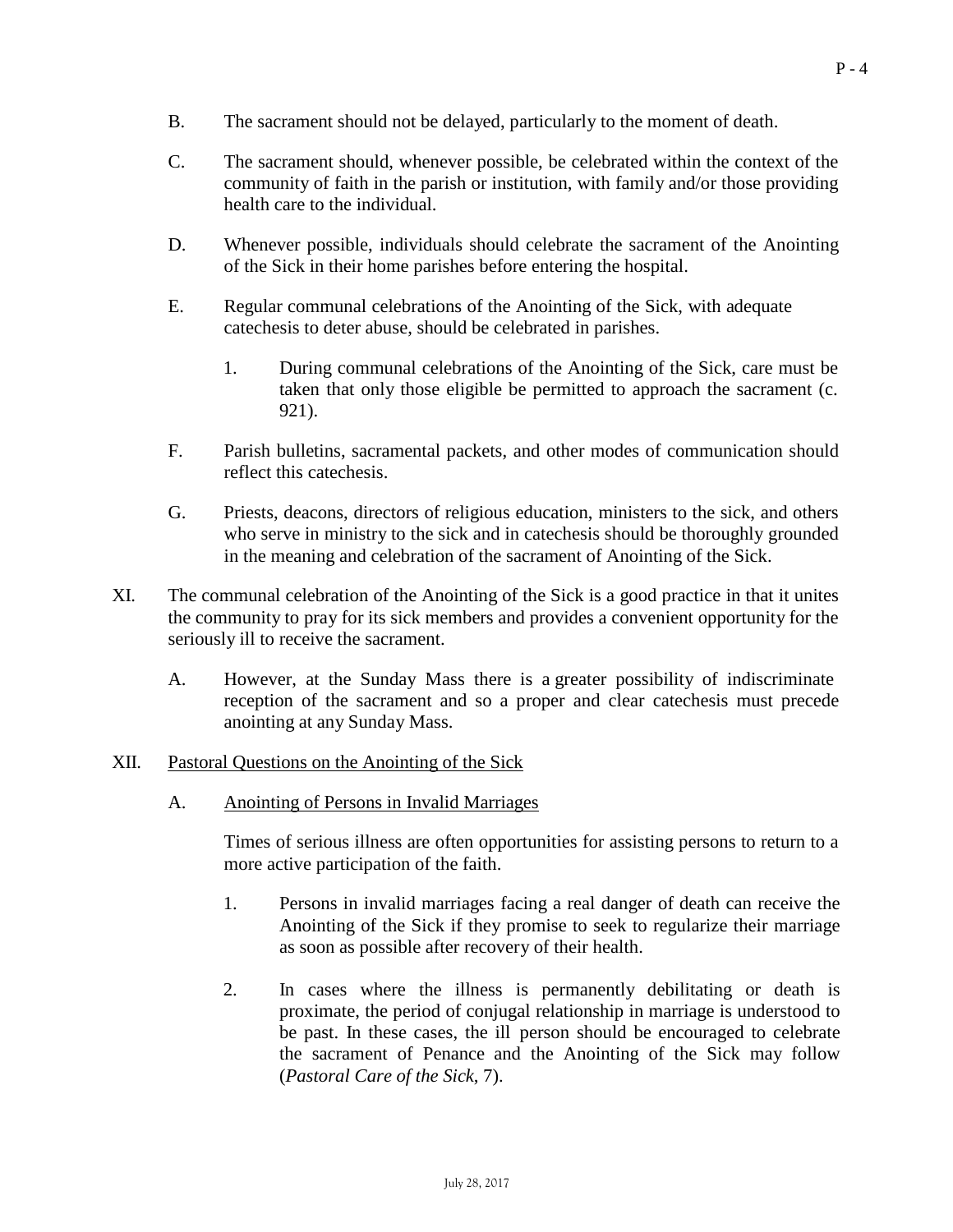B. The sacrament should not be delayed, particularly to the moment of death.

C. The sacrament should, whenever possible, be celebrated within the context of the community of faith in the parish or institution, with family and/or those providing health care to the individual.

D. Whenever possible, individuals should celebrate the sacrament of the Anointing of the Sick in their home parishes before entering the hospital.

E. Regular communal celebrations of the Anointing of the Sick, with adequate catechesis to deter abuse, should be celebrated in parishes.

   1. During communal celebrations of the Anointing of the Sick, care must be taken that only those eligible be permitted to approach the sacrament (c. 921).

F. Parish bulletins, sacramental packets, and other modes of communication should reflect this catechesis.

G. Priests, deacons, directors of religious education, ministers to the sick, and others who serve in ministry to the sick and in catechesis should be thoroughly grounded in the meaning and celebration of the sacrament of Anointing of the Sick.

XI. The communal celebration of the Anointing of the Sick is a good practice in that it unites the community to pray for its sick members and provides a convenient opportunity for the seriously ill to receive the sacrament.

   A. However, at the Sunday Mass there is a greater possibility of indiscriminate reception of the sacrament and so a proper and clear catechesis must precede anointing at any Sunday Mass.

XII. <u>Pastoral Questions on the Anointing of the Sick</u>

   A. <u>Anointing of Persons in Invalid Marriages</u>

   Times of serious illness are often opportunities for assisting persons to return to a more active participation of the faith.

   1. Persons in invalid marriages facing a real danger of death can receive the Anointing of the Sick if they promise to seek to regularize their marriage as soon as possible after recovery of their health.

   2. In cases where the illness is permanently debilitating or death is proximate, the period of conjugal relationship in marriage is understood to be past. In these cases, the ill person should be encouraged to celebrate the sacrament of Penance and the Anointing of the Sick may follow (*Pastoral Care of the Sick*, 7).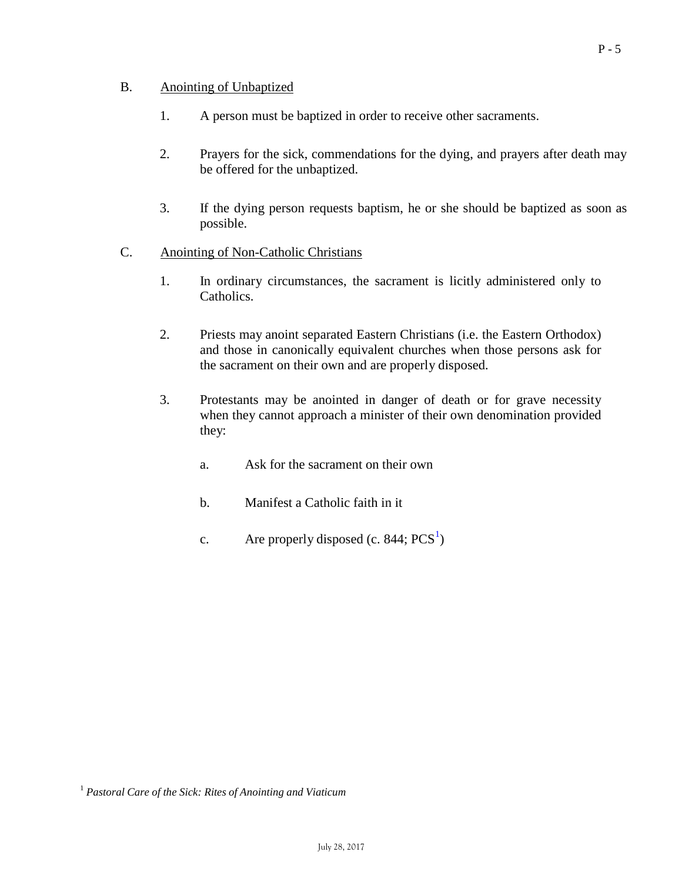B. Anointing of Unbaptized

1. A person must be baptized in order to receive other sacraments.

2. Prayers for the sick, commendations for the dying, and prayers after death may be offered for the unbaptized.

3. If the dying person requests baptism, he or she should be baptized as soon as possible.

C. Anointing of Non-Catholic Christians

1. In ordinary circumstances, the sacrament is licitly administered only to Catholics.

2. Priests may anoint separated Eastern Christians (i.e. the Eastern Orthodox) and those in canonically equivalent churches when those persons ask for the sacrament on their own and are properly disposed.

3. Protestants may be anointed in danger of death or for grave necessity when they cannot approach a minister of their own denomination provided they:

    a. Ask for the sacrament on their own

    b. Manifest a Catholic faith in it

    c. Are properly disposed (c. 844; PCS[1])

[1] *Pastoral Care of the Sick: Rites of Anointing and Viaticum*

July 28, 2017